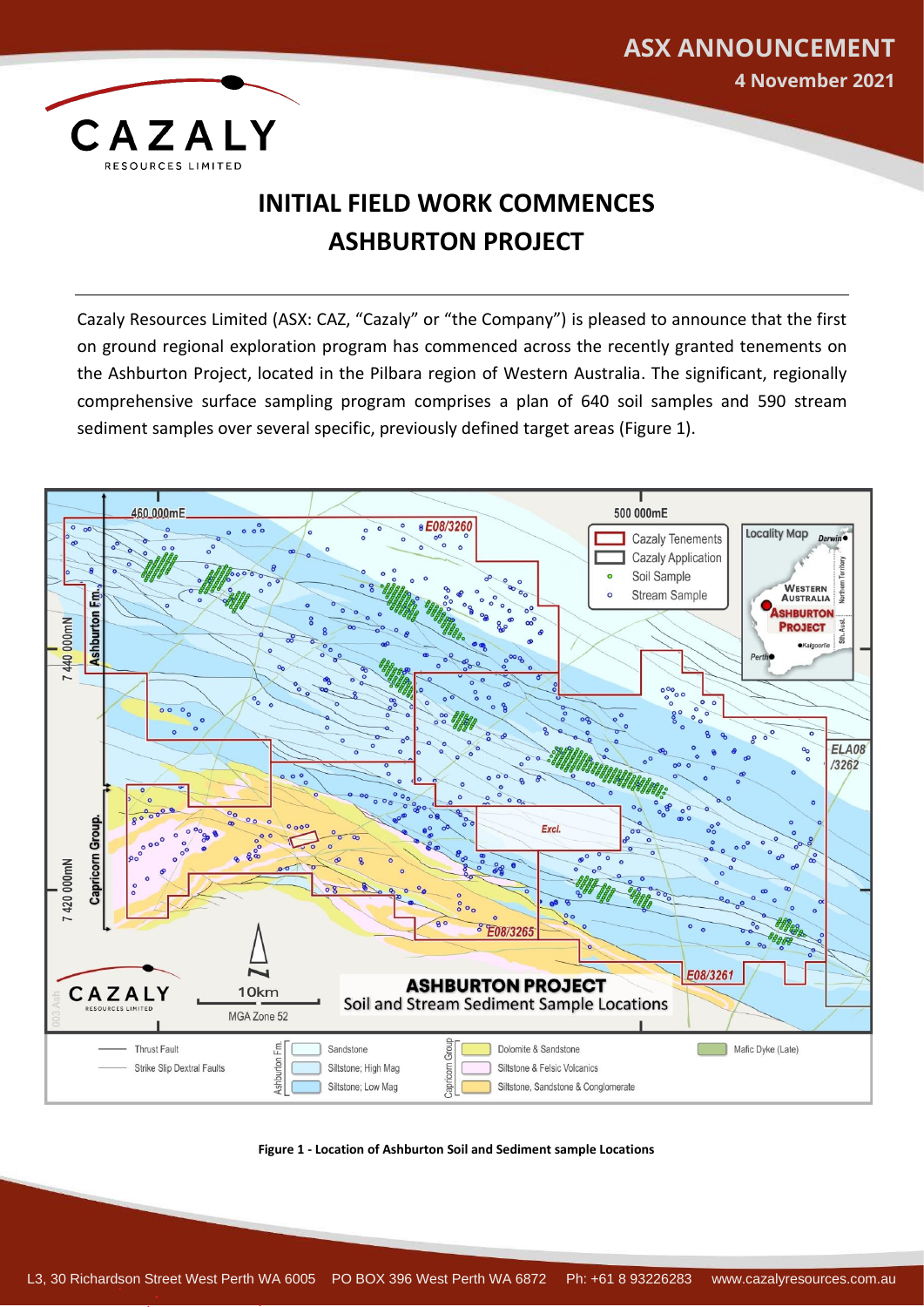ASX ANNOUNCEMENT

4 November 2021

# INITIAL FIELD WORK COMMENCES ASHBURTON PROJECT

Cazaly Resources Limited (ASX: CAZ, "Cazaly" or "the Company") is pleased to announce that the first on ground regional exploration program has commenced across the recently granted tenements on the Ashburton Project, located in the Pilbara region of Western Australia. The significant, regionally comprehensive surface sampling program comprises a plan of 640 soil samples and 590 stream sediment samples over several specific, previously defined target areas (Figure 1).

**Figure 1 - Location of Ashburton Soil and Sediment sample Locations**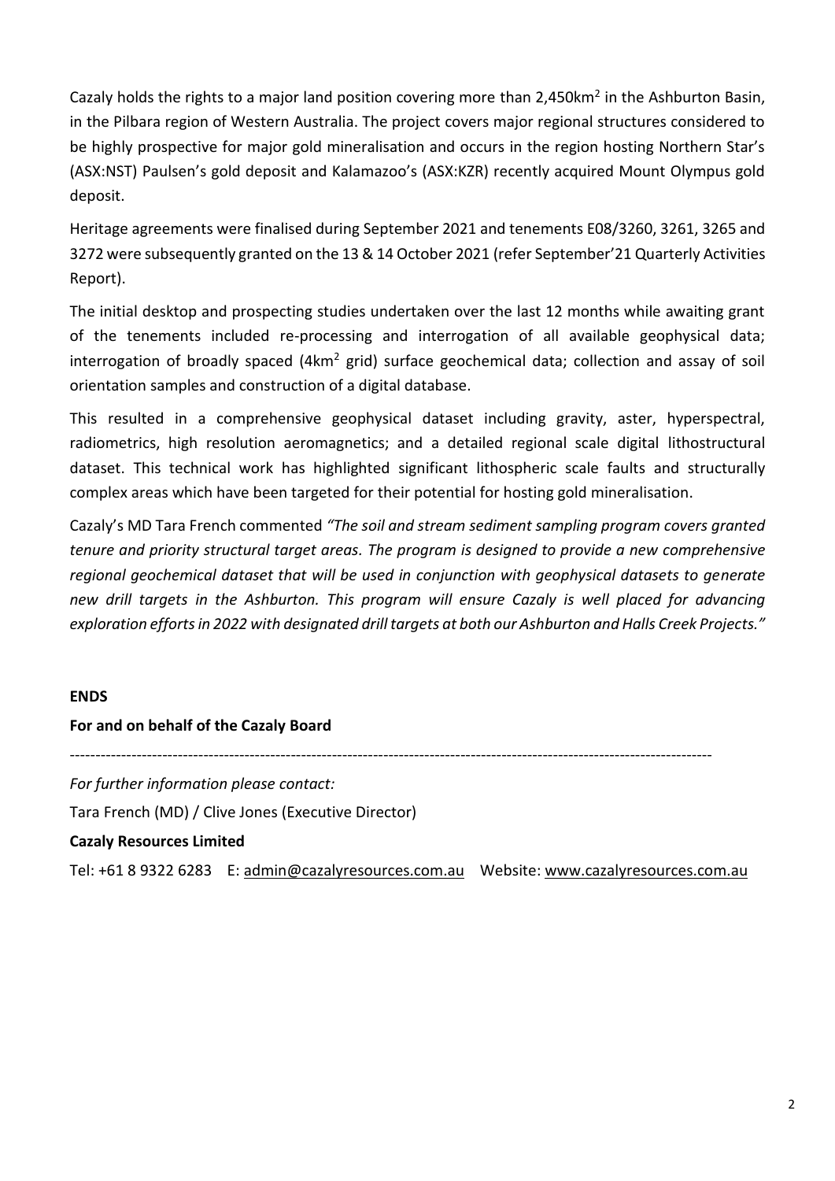Cazaly holds the rights to a major land position covering more than 2,450km$^2$ in the Ashburton Basin, in the Pilbara region of Western Australia. The project covers major regional structures considered to be highly prospective for major gold mineralisation and occurs in the region hosting Northern Star's (ASX:NST) Paulsen's gold deposit and Kalamazoo's (ASX:KZR) recently acquired Mount Olympus gold deposit.

Heritage agreements were finalised during September 2021 and tenements E08/3260, 3261, 3265 and 3272 were subsequently granted on the 13 & 14 October 2021 (refer September'21 Quarterly Activities Report).

The initial desktop and prospecting studies undertaken over the last 12 months while awaiting grant of the tenements included re-processing and interrogation of all available geophysical data; interrogation of broadly spaced (4km$^2$ grid) surface geochemical data; collection and assay of soil orientation samples and construction of a digital database.

This resulted in a comprehensive geophysical dataset including gravity, aster, hyperspectral, radiometrics, high resolution aeromagnetics; and a detailed regional scale digital lithostructural dataset. This technical work has highlighted significant lithospheric scale faults and structurally complex areas which have been targeted for their potential for hosting gold mineralisation.

Cazaly's MD Tara French commented *"The soil and stream sediment sampling program covers granted tenure and priority structural target areas. The program is designed to provide a new comprehensive regional geochemical dataset that will be used in conjunction with geophysical datasets to generate new drill targets in the Ashburton. This program will ensure Cazaly is well placed for advancing exploration efforts in 2022 with designated drill targets at both our Ashburton and Halls Creek Projects."*

**ENDS**

**For and on behalf of the Cazaly Board**

---

*For further information please contact:*

Tara French (MD) / Clive Jones (Executive Director)

**Cazaly Resources Limited**

Tel: +61 8 9322 6283 E: admin@cazalyresources.com.au Website: www.cazalyresources.com.au